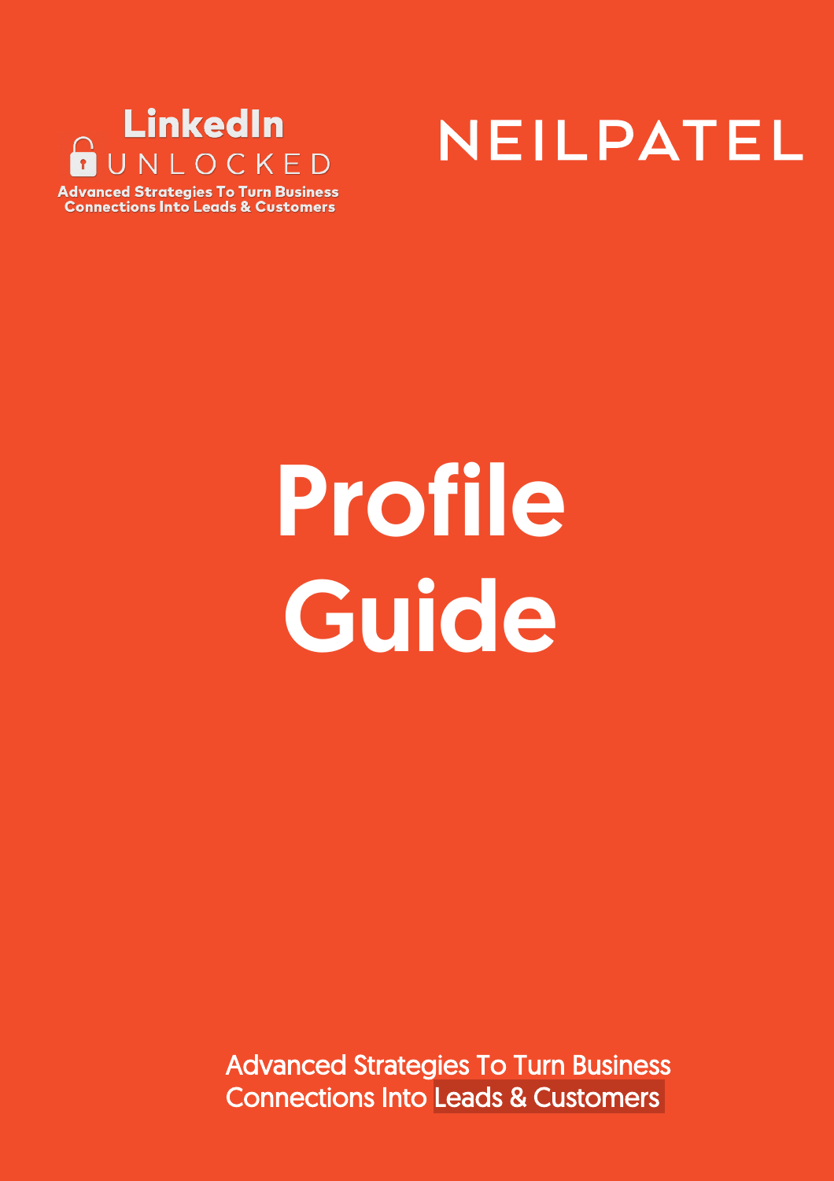LinkedIn UNLOCKED

Advanced Strategies To Turn Business Connections Into Leads & Customers

NEILPATEL

# Profile Guide

Advanced Strategies To Turn Business Connections Into Leads & Customers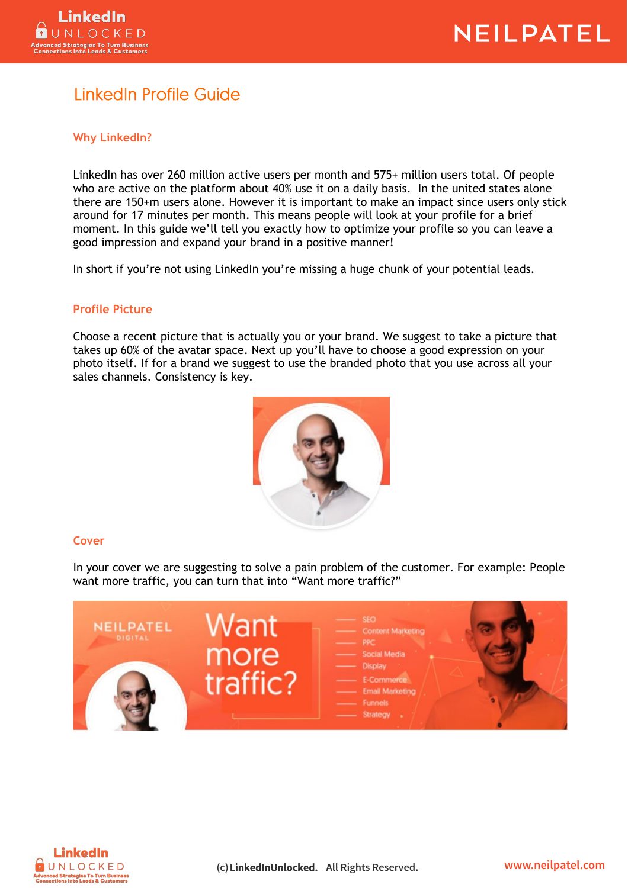# LinkedIn Profile Guide

## Why LinkedIn?

LinkedIn has over 260 million active users per month and 575+ million users total. Of people who are active on the platform about 40% use it on a daily basis. In the united states alone there are 150+m users alone. However it is important to make an impact since users only stick around for 17 minutes per month. This means people will look at your profile for a brief moment. In this guide we'll tell you exactly how to optimize your profile so you can leave a good impression and expand your brand in a positive manner!

In short if you're not using LinkedIn you're missing a huge chunk of your potential leads.

## Profile Picture

Choose a recent picture that is actually you or your brand. We suggest to take a picture that takes up 60% of the avatar space. Next up you'll have to choose a good expression on your photo itself. If for a brand we suggest to use the branded photo that you use across all your sales channels. Consistency is key.

## Cover

In your cover we are suggesting to solve a pain problem of the customer. For example: People want more traffic, you can turn that into "Want more traffic?"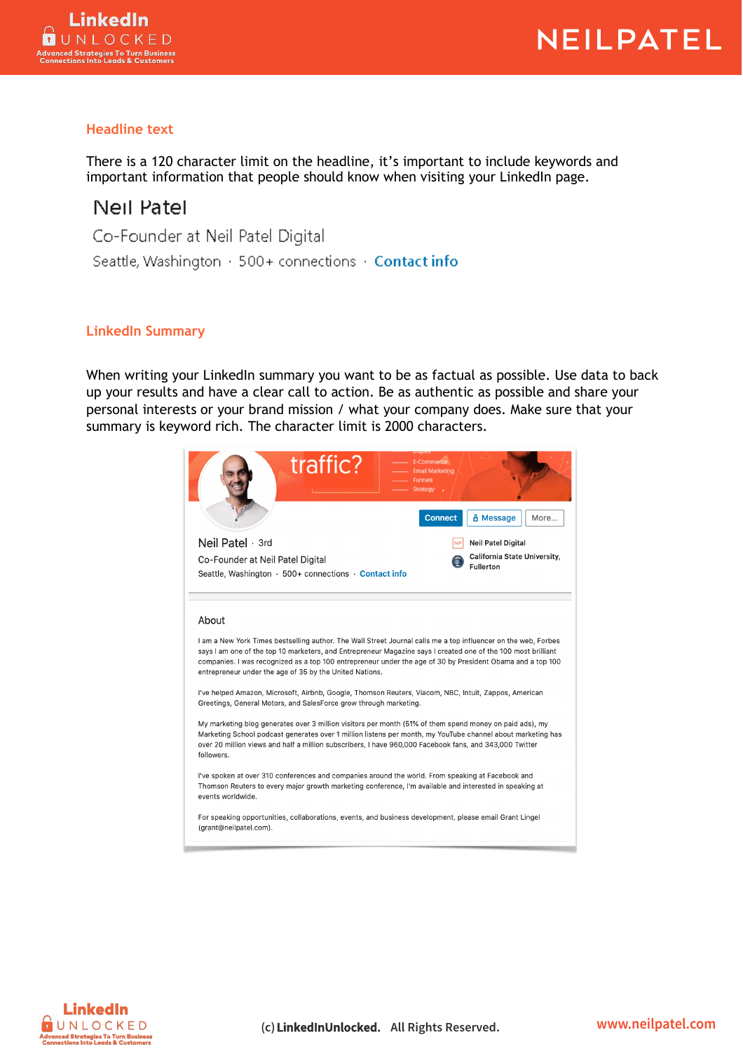## Headline text

There is a 120 character limit on the headline, it's important to include keywords and important information that people should know when visiting your LinkedIn page.

Neil Patel

Co-Founder at Neil Patel Digital

Seattle, Washington · 500+ connections · Contact info

## LinkedIn Summary

When writing your LinkedIn summary you want to be as factual as possible. Use data to back up your results and have a clear call to action. Be as authentic as possible and share your personal interests or your brand mission / what your company does. Make sure that your summary is keyword rich. The character limit is 2000 characters.

Neil Patel · 3rd

Co-Founder at Neil Patel Digital

Seattle, Washington · 500+ connections · Contact info

Neil Patel Digital

California State University, Fullerton

About

I am a New York Times bestselling author. The Wall Street Journal calls me a top influencer on the web, Forbes says I am one of the top 10 marketers, and Entrepreneur Magazine says I created one of the 100 most brilliant companies. I was recognized as a top 100 entrepreneur under the age of 30 by President Obama and a top 100 entrepreneur under the age of 35 by the United Nations.

I've helped Amazon, Microsoft, Airbnb, Google, Thomson Reuters, Viacom, NBC, Intuit, Zappos, American Greetings, General Motors, and SalesForce grow through marketing.

My marketing blog generates over 3 million visitors per month (51% of them spend money on paid ads), my Marketing School podcast generates over 1 million listens per month, my YouTube channel about marketing has over 20 million views and half a million subscribers, I have 960,000 Facebook fans, and 343,000 Twitter followers.

I've spoken at over 310 conferences and companies around the world. From speaking at Facebook and Thomson Reuters to every major growth marketing conference, I'm available and interested in speaking at events worldwide.

For speaking opportunities, collaborations, events, and business development, please email Grant Lingel (grant@neilpatel.com).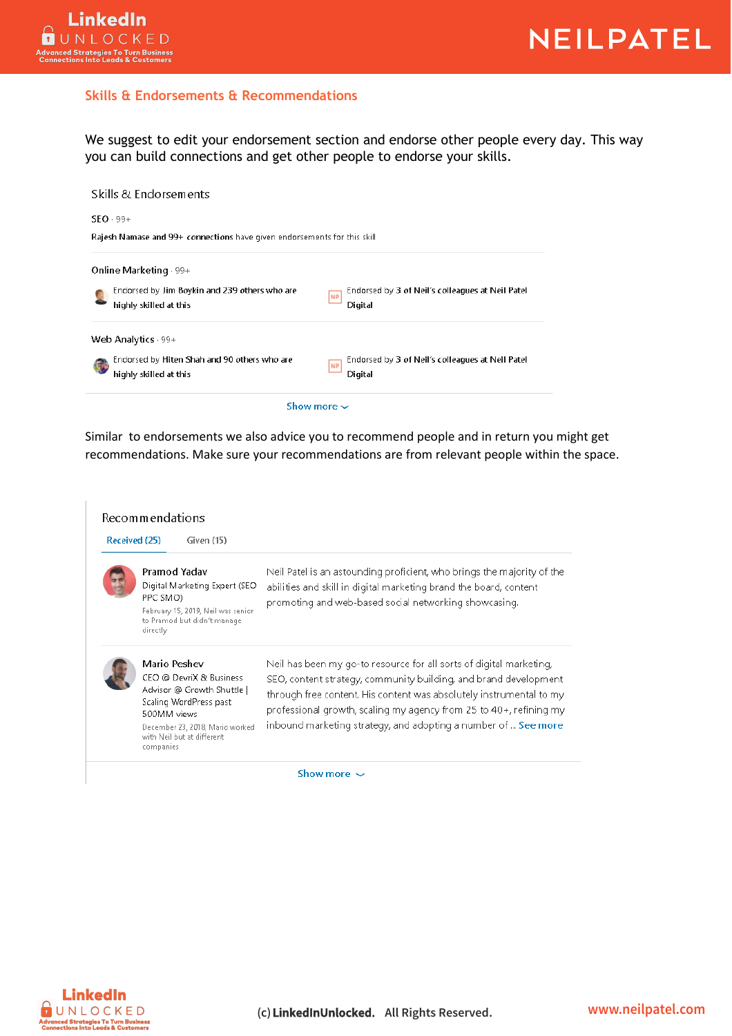## Skills & Endorsements & Recommendations

We suggest to edit your endorsement section and endorse other people every day. This way you can build connections and get other people to endorse your skills.

Skills & Endorsements

SEO · 99+

Rajesh Namase and 99+ connections have given endorsements for this skill

Online Marketing · 99+

Endorsed by Jim Boykin and 239 others who are highly skilled at this

Endorsed by 3 of Neil's colleagues at Neil Patel Digital

Web Analytics · 99+

Endorsed by Hiten Shah and 90 others who are highly skilled at this

Endorsed by 3 of Neil's colleagues at Neil Patel Digital

Show more

Similar to endorsements we also advice you to recommend people and in return you might get recommendations. Make sure your recommendations are from relevant people within the space.

Recommendations

Received (25) Given (15)

**Pramod Yadav**
Digital Marketing Expert (SEO PPC SMO)
February 15, 2019, Neil was senior to Pramod but didn't manage directly

Neil Patel is an astounding proficient, who brings the majority of the abilities and skill in digital marketing brand the board, content promoting and web-based social networking showcasing.

**Mario Peshev**
CEO @ DevriX & Business Advisor @ Growth Shuttle | Scaling WordPress past 500MM views
December 23, 2018, Mario worked with Neil but at different companies

Neil has been my go-to resource for all sorts of digital marketing, SEO, content strategy, community building, and brand development through free content. His content was absolutely instrumental to my professional growth, scaling my agency from 25 to 40+, refining my inbound marketing strategy, and adopting a number of ... See more

Show more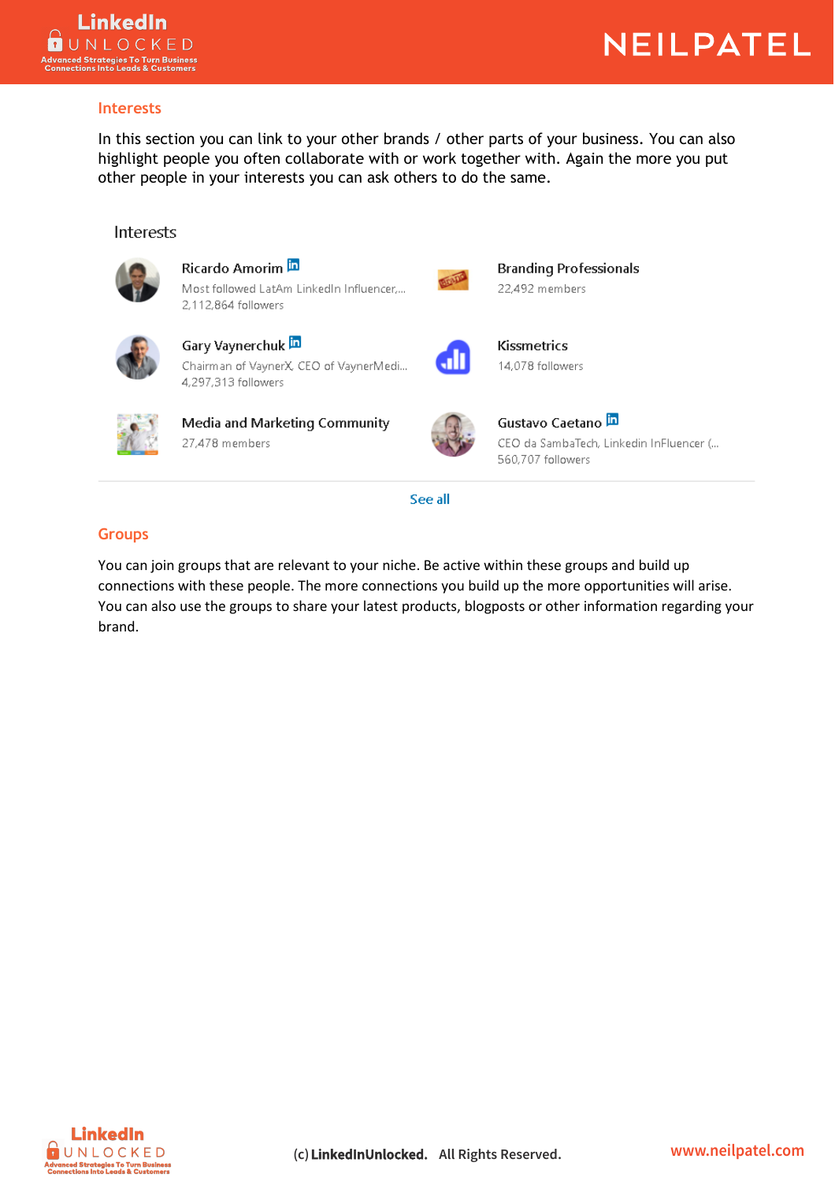## Interests

In this section you can link to your other brands / other parts of your business. You can also highlight people you often collaborate with or work together with. Again the more you put other people in your interests you can ask others to do the same.

Interests

Ricardo Amorim
Most followed LatAm LinkedIn Influencer,...
2,112,864 followers

Branding Professionals
22,492 members

Gary Vaynerchuk
Chairman of VaynerX, CEO of VaynerMedi...
4,297,313 followers

Kissmetrics
14,078 followers

Media and Marketing Community
27,478 members

Gustavo Caetano
CEO da SambaTech, Linkedin InFluencer (...
560,707 followers

See all

## Groups

You can join groups that are relevant to your niche. Be active within these groups and build up connections with these people. The more connections you build up the more opportunities will arise. You can also use the groups to share your latest products, blogposts or other information regarding your brand.